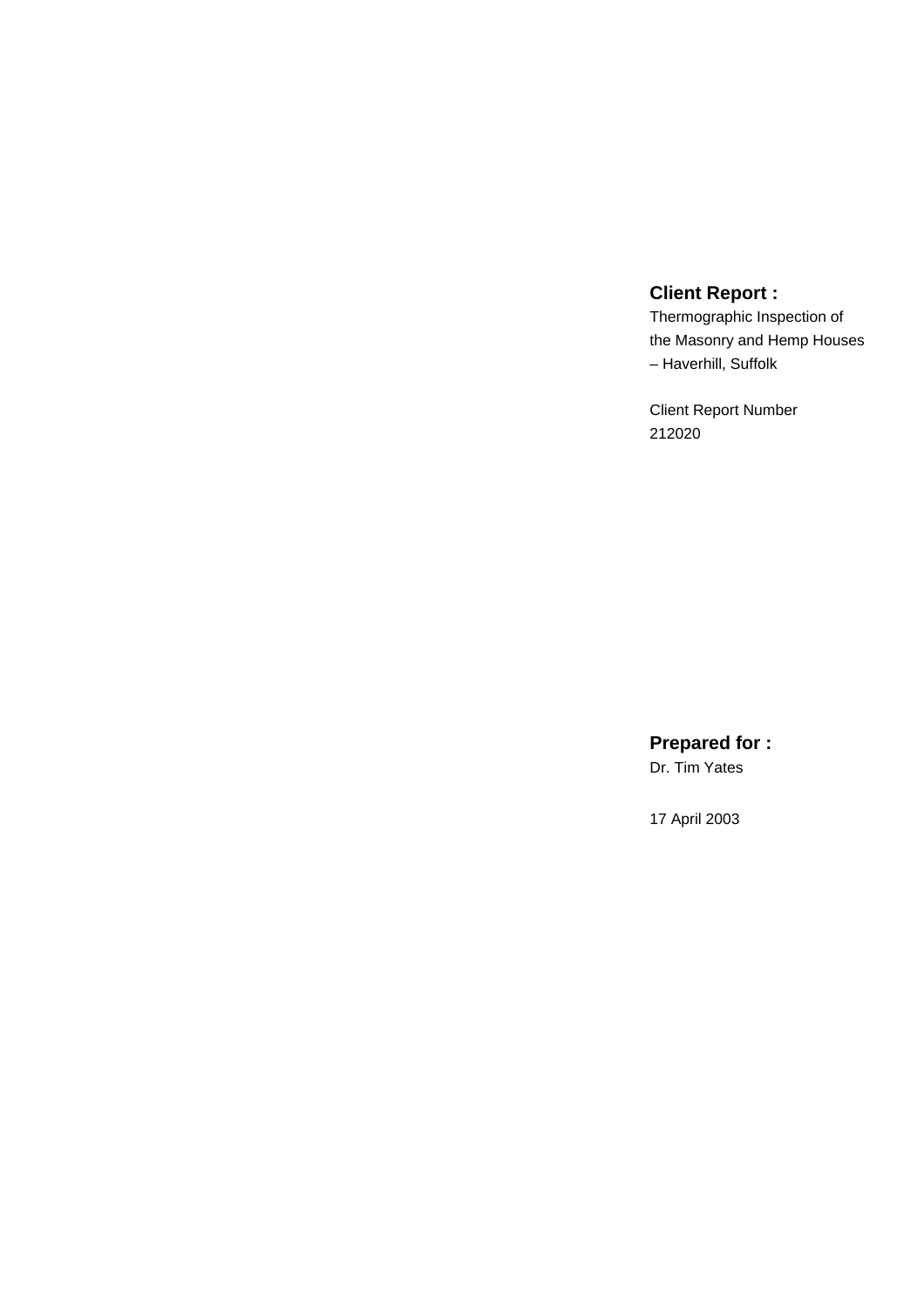**Client Report :**

Thermographic Inspection of the Masonry and Hemp Houses – Haverhill, Suffolk

Client Report Number 212020

**Prepared for :**

Dr. Tim Yates

17 April 2003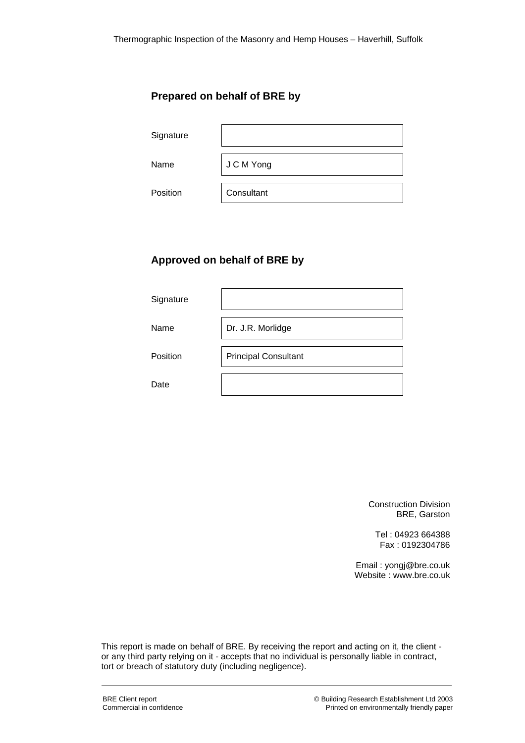## Prepared on behalf of BRE by

| | |
|---|---|
| Signature | |
| Name | J C M Yong |
| Position | Consultant |

## Approved on behalf of BRE by

| | |
|---|---|
| Signature | |
| Name | Dr. J.R. Morlidge |
| Position | Principal Consultant |
| Date | |

Construction Division
BRE, Garston

Tel : 04923 664388
Fax : 0192304786

Email : yongj@bre.co.uk
Website : www.bre.co.uk

This report is made on behalf of BRE. By receiving the report and acting on it, the client - or any third party relying on it - accepts that no individual is personally liable in contract, tort or breach of statutory duty (including negligence).

BRE Client report
Commercial in confidence

© Building Research Establishment Ltd 2003
Printed on environmentally friendly paper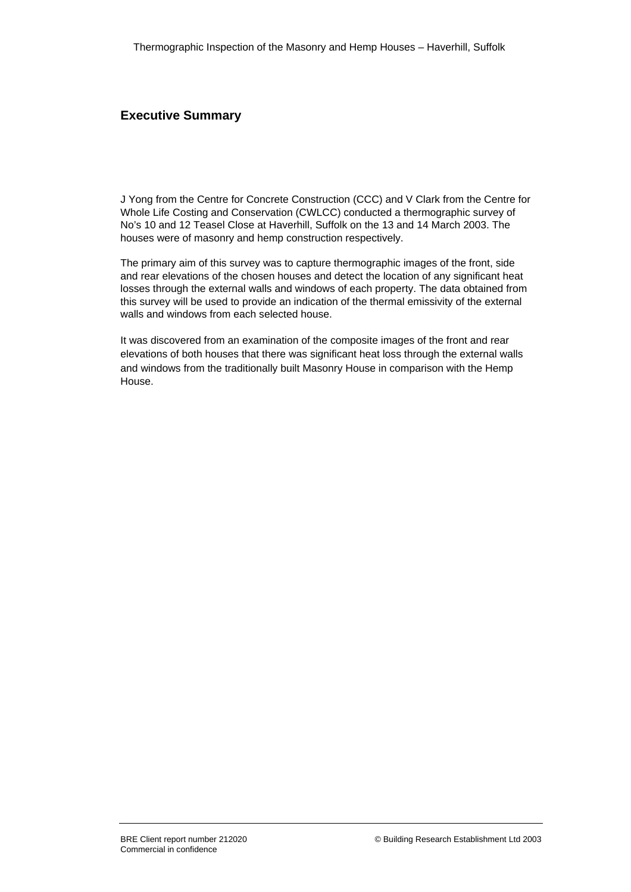## Executive Summary

J Yong from the Centre for Concrete Construction (CCC) and V Clark from the Centre for Whole Life Costing and Conservation (CWLCC) conducted a thermographic survey of No's 10 and 12 Teasel Close at Haverhill, Suffolk on the 13 and 14 March 2003. The houses were of masonry and hemp construction respectively.

The primary aim of this survey was to capture thermographic images of the front, side and rear elevations of the chosen houses and detect the location of any significant heat losses through the external walls and windows of each property. The data obtained from this survey will be used to provide an indication of the thermal emissivity of the external walls and windows from each selected house.

It was discovered from an examination of the composite images of the front and rear elevations of both houses that there was significant heat loss through the external walls and windows from the traditionally built Masonry House in comparison with the Hemp House.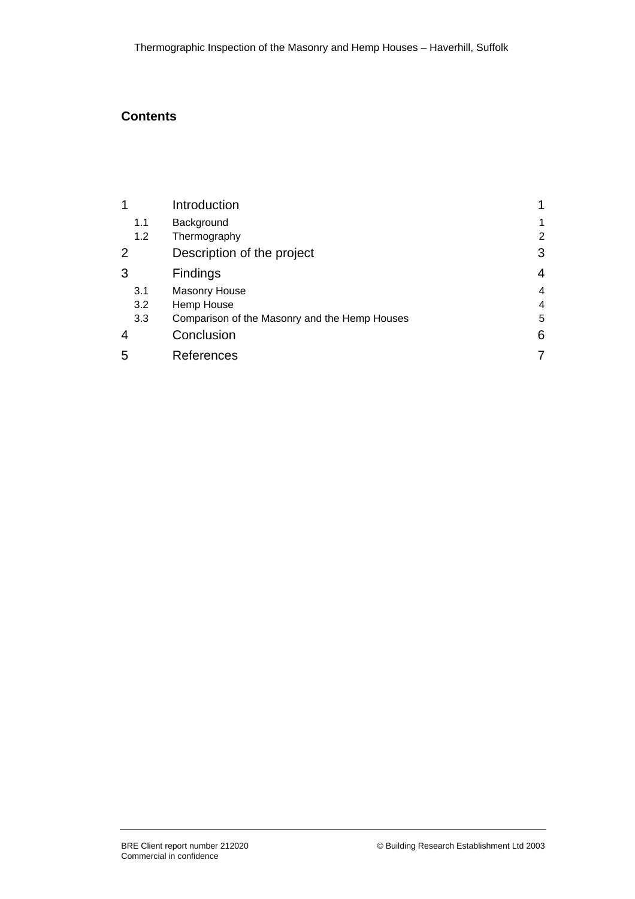## Contents

| | | |
|---|---|---|
| 1 | Introduction | 1 |
| 1.1 | Background | 1 |
| 1.2 | Thermography | 2 |
| 2 | Description of the project | 3 |
| 3 | Findings | 4 |
| 3.1 | Masonry House | 4 |
| 3.2 | Hemp House | 4 |
| 3.3 | Comparison of the Masonry and the Hemp Houses | 5 |
| 4 | Conclusion | 6 |
| 5 | References | 7 |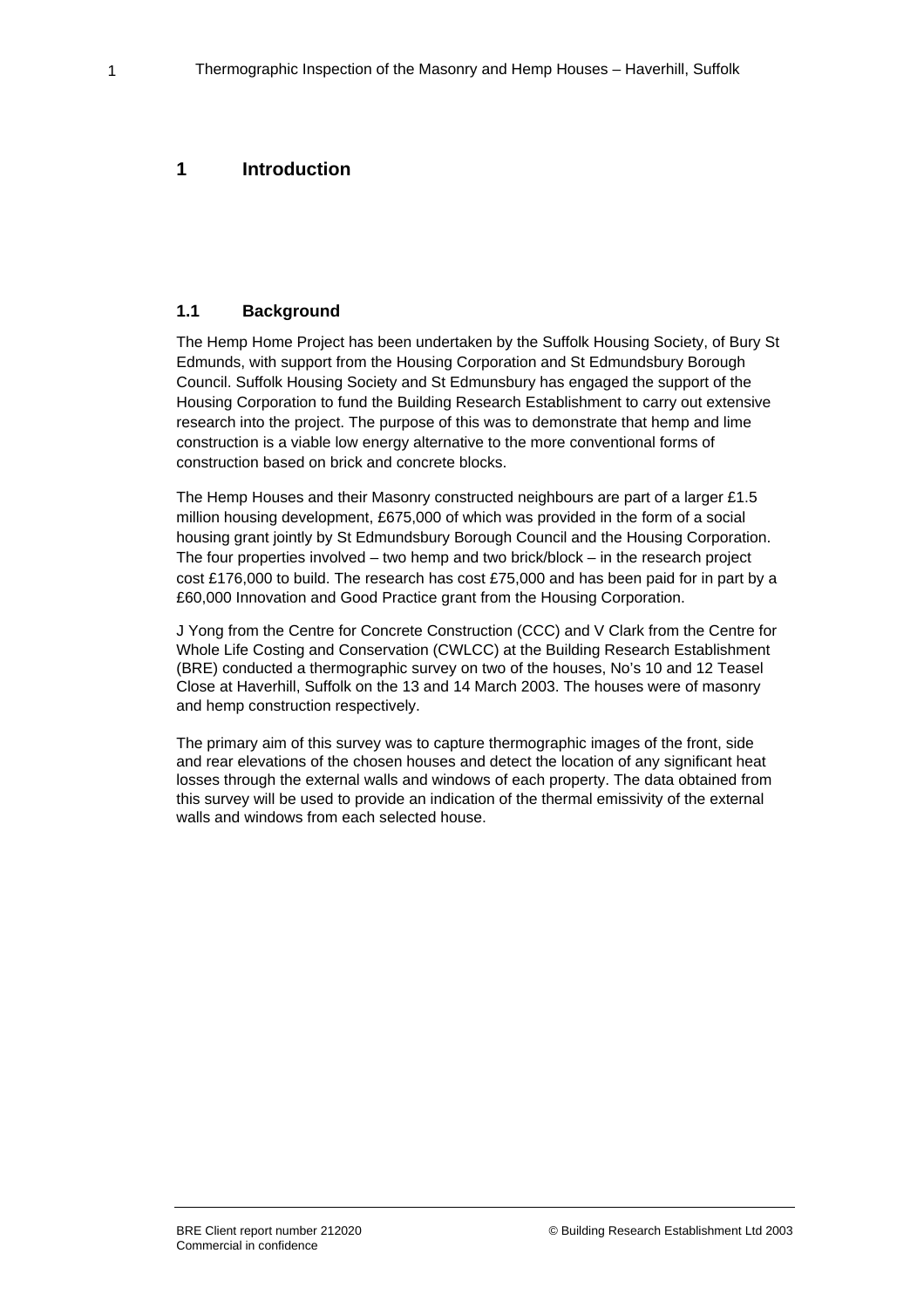# 1 Introduction

## 1.1 Background

The Hemp Home Project has been undertaken by the Suffolk Housing Society, of Bury St Edmunds, with support from the Housing Corporation and St Edmundsbury Borough Council. Suffolk Housing Society and St Edmunsbury has engaged the support of the Housing Corporation to fund the Building Research Establishment to carry out extensive research into the project. The purpose of this was to demonstrate that hemp and lime construction is a viable low energy alternative to the more conventional forms of construction based on brick and concrete blocks.

The Hemp Houses and their Masonry constructed neighbours are part of a larger £1.5 million housing development, £675,000 of which was provided in the form of a social housing grant jointly by St Edmundsbury Borough Council and the Housing Corporation. The four properties involved – two hemp and two brick/block – in the research project cost £176,000 to build. The research has cost £75,000 and has been paid for in part by a £60,000 Innovation and Good Practice grant from the Housing Corporation.

J Yong from the Centre for Concrete Construction (CCC) and V Clark from the Centre for Whole Life Costing and Conservation (CWLCC) at the Building Research Establishment (BRE) conducted a thermographic survey on two of the houses, No's 10 and 12 Teasel Close at Haverhill, Suffolk on the 13 and 14 March 2003. The houses were of masonry and hemp construction respectively.

The primary aim of this survey was to capture thermographic images of the front, side and rear elevations of the chosen houses and detect the location of any significant heat losses through the external walls and windows of each property. The data obtained from this survey will be used to provide an indication of the thermal emissivity of the external walls and windows from each selected house.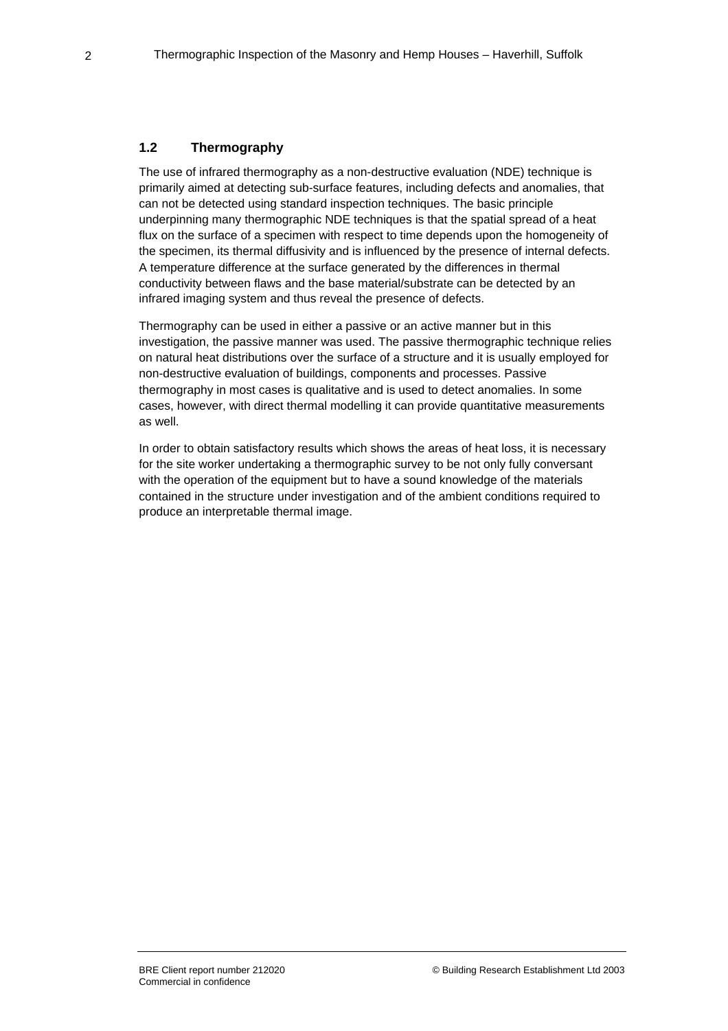### 1.2 Thermography

The use of infrared thermography as a non-destructive evaluation (NDE) technique is primarily aimed at detecting sub-surface features, including defects and anomalies, that can not be detected using standard inspection techniques. The basic principle underpinning many thermographic NDE techniques is that the spatial spread of a heat flux on the surface of a specimen with respect to time depends upon the homogeneity of the specimen, its thermal diffusivity and is influenced by the presence of internal defects. A temperature difference at the surface generated by the differences in thermal conductivity between flaws and the base material/substrate can be detected by an infrared imaging system and thus reveal the presence of defects.

Thermography can be used in either a passive or an active manner but in this investigation, the passive manner was used. The passive thermographic technique relies on natural heat distributions over the surface of a structure and it is usually employed for non-destructive evaluation of buildings, components and processes. Passive thermography in most cases is qualitative and is used to detect anomalies. In some cases, however, with direct thermal modelling it can provide quantitative measurements as well.

In order to obtain satisfactory results which shows the areas of heat loss, it is necessary for the site worker undertaking a thermographic survey to be not only fully conversant with the operation of the equipment but to have a sound knowledge of the materials contained in the structure under investigation and of the ambient conditions required to produce an interpretable thermal image.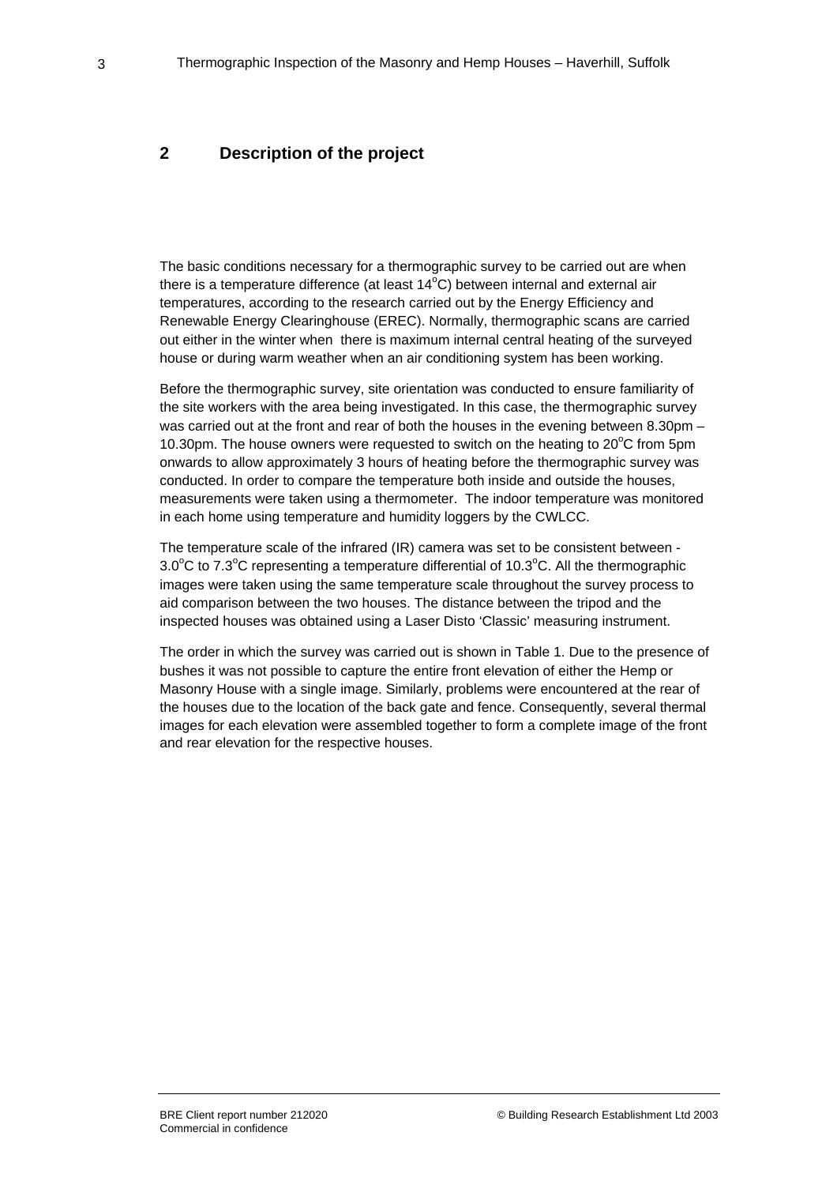## 2 Description of the project

The basic conditions necessary for a thermographic survey to be carried out are when there is a temperature difference (at least 14$^{o}$C) between internal and external air temperatures, according to the research carried out by the Energy Efficiency and Renewable Energy Clearinghouse (EREC). Normally, thermographic scans are carried out either in the winter when there is maximum internal central heating of the surveyed house or during warm weather when an air conditioning system has been working.

Before the thermographic survey, site orientation was conducted to ensure familiarity of the site workers with the area being investigated. In this case, the thermographic survey was carried out at the front and rear of both the houses in the evening between 8.30pm – 10.30pm. The house owners were requested to switch on the heating to 20$^{o}$C from 5pm onwards to allow approximately 3 hours of heating before the thermographic survey was conducted. In order to compare the temperature both inside and outside the houses, measurements were taken using a thermometer. The indoor temperature was monitored in each home using temperature and humidity loggers by the CWLCC.

The temperature scale of the infrared (IR) camera was set to be consistent between -3.0$^{o}$C to 7.3$^{o}$C representing a temperature differential of 10.3$^{o}$C. All the thermographic images were taken using the same temperature scale throughout the survey process to aid comparison between the two houses. The distance between the tripod and the inspected houses was obtained using a Laser Disto 'Classic' measuring instrument.

The order in which the survey was carried out is shown in Table 1. Due to the presence of bushes it was not possible to capture the entire front elevation of either the Hemp or Masonry House with a single image. Similarly, problems were encountered at the rear of the houses due to the location of the back gate and fence. Consequently, several thermal images for each elevation were assembled together to form a complete image of the front and rear elevation for the respective houses.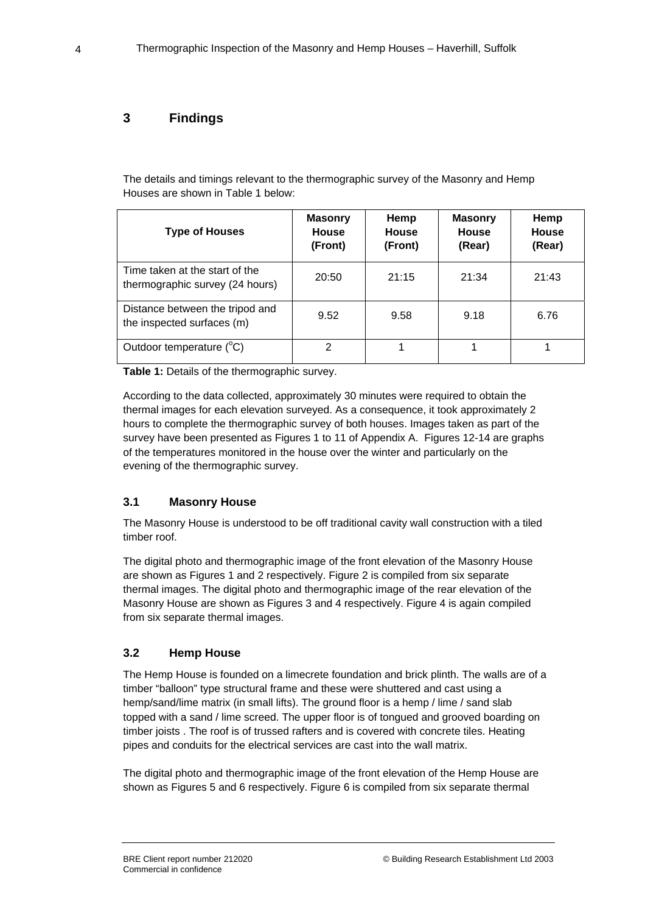## 3 Findings

The details and timings relevant to the thermographic survey of the Masonry and Hemp Houses are shown in Table 1 below:

| Type of Houses | Masonry House (Front) | Hemp House (Front) | Masonry House (Rear) | Hemp House (Rear) |
|---|---|---|---|---|
| Time taken at the start of the thermographic survey (24 hours) | 20:50 | 21:15 | 21:34 | 21:43 |
| Distance between the tripod and the inspected surfaces (m) | 9.52 | 9.58 | 9.18 | 6.76 |
| Outdoor temperature ($^{o}$C) | 2 | 1 | 1 | 1 |

**Table 1:** Details of the thermographic survey.

According to the data collected, approximately 30 minutes were required to obtain the thermal images for each elevation surveyed. As a consequence, it took approximately 2 hours to complete the thermographic survey of both houses. Images taken as part of the survey have been presented as Figures 1 to 11 of Appendix A. Figures 12-14 are graphs of the temperatures monitored in the house over the winter and particularly on the evening of the thermographic survey.

### 3.1 Masonry House

The Masonry House is understood to be off traditional cavity wall construction with a tiled timber roof.

The digital photo and thermographic image of the front elevation of the Masonry House are shown as Figures 1 and 2 respectively. Figure 2 is compiled from six separate thermal images. The digital photo and thermographic image of the rear elevation of the Masonry House are shown as Figures 3 and 4 respectively. Figure 4 is again compiled from six separate thermal images.

### 3.2 Hemp House

The Hemp House is founded on a limecrete foundation and brick plinth. The walls are of a timber "balloon" type structural frame and these were shuttered and cast using a hemp/sand/lime matrix (in small lifts). The ground floor is a hemp / lime / sand slab topped with a sand / lime screed. The upper floor is of tongued and grooved boarding on timber joists . The roof is of trussed rafters and is covered with concrete tiles. Heating pipes and conduits for the electrical services are cast into the wall matrix.

The digital photo and thermographic image of the front elevation of the Hemp House are shown as Figures 5 and 6 respectively. Figure 6 is compiled from six separate thermal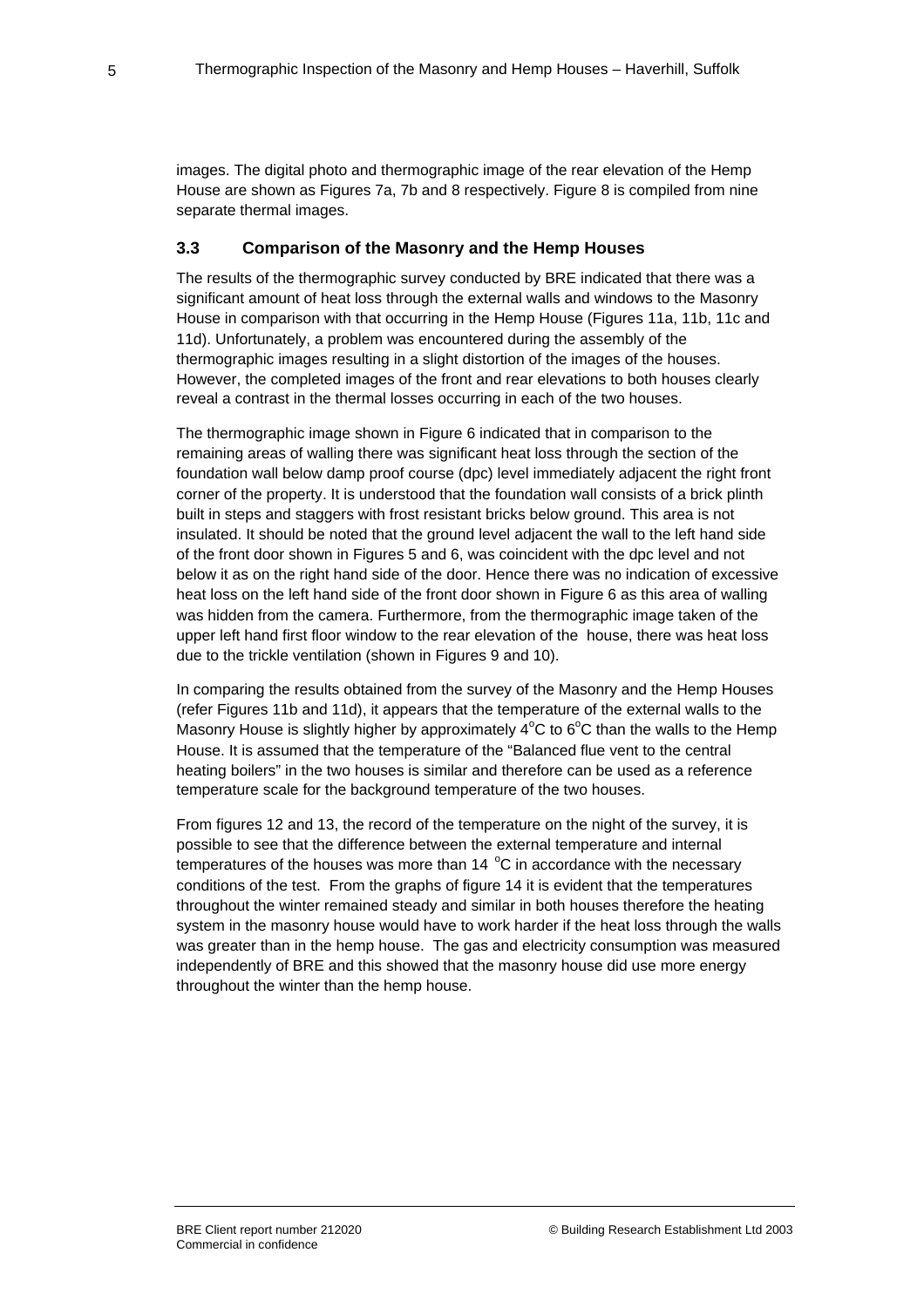images. The digital photo and thermographic image of the rear elevation of the Hemp House are shown as Figures 7a, 7b and 8 respectively. Figure 8 is compiled from nine separate thermal images.

### 3.3 Comparison of the Masonry and the Hemp Houses

The results of the thermographic survey conducted by BRE indicated that there was a significant amount of heat loss through the external walls and windows to the Masonry House in comparison with that occurring in the Hemp House (Figures 11a, 11b, 11c and 11d). Unfortunately, a problem was encountered during the assembly of the thermographic images resulting in a slight distortion of the images of the houses. However, the completed images of the front and rear elevations to both houses clearly reveal a contrast in the thermal losses occurring in each of the two houses.

The thermographic image shown in Figure 6 indicated that in comparison to the remaining areas of walling there was significant heat loss through the section of the foundation wall below damp proof course (dpc) level immediately adjacent the right front corner of the property. It is understood that the foundation wall consists of a brick plinth built in steps and staggers with frost resistant bricks below ground. This area is not insulated. It should be noted that the ground level adjacent the wall to the left hand side of the front door shown in Figures 5 and 6, was coincident with the dpc level and not below it as on the right hand side of the door. Hence there was no indication of excessive heat loss on the left hand side of the front door shown in Figure 6 as this area of walling was hidden from the camera. Furthermore, from the thermographic image taken of the upper left hand first floor window to the rear elevation of the house, there was heat loss due to the trickle ventilation (shown in Figures 9 and 10).

In comparing the results obtained from the survey of the Masonry and the Hemp Houses (refer Figures 11b and 11d), it appears that the temperature of the external walls to the Masonry House is slightly higher by approximately 4°C to 6°C than the walls to the Hemp House. It is assumed that the temperature of the "Balanced flue vent to the central heating boilers" in the two houses is similar and therefore can be used as a reference temperature scale for the background temperature of the two houses.

From figures 12 and 13, the record of the temperature on the night of the survey, it is possible to see that the difference between the external temperature and internal temperatures of the houses was more than 14 °C in accordance with the necessary conditions of the test. From the graphs of figure 14 it is evident that the temperatures throughout the winter remained steady and similar in both houses therefore the heating system in the masonry house would have to work harder if the heat loss through the walls was greater than in the hemp house. The gas and electricity consumption was measured independently of BRE and this showed that the masonry house did use more energy throughout the winter than the hemp house.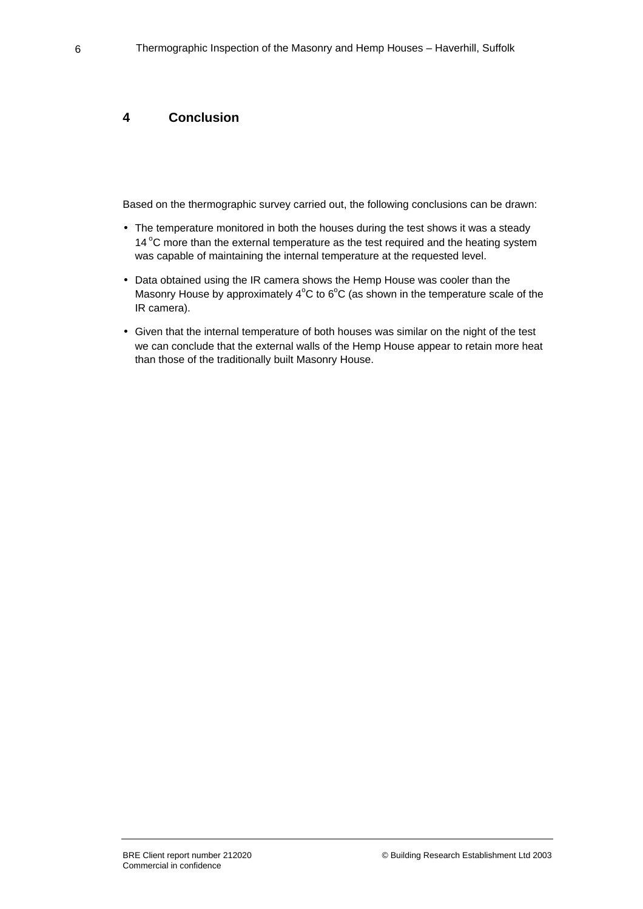## 4 Conclusion

Based on the thermographic survey carried out, the following conclusions can be drawn:

- The temperature monitored in both the houses during the test shows it was a steady 14 $^{o}$C more than the external temperature as the test required and the heating system was capable of maintaining the internal temperature at the requested level.
- Data obtained using the IR camera shows the Hemp House was cooler than the Masonry House by approximately 4$^{o}$C to 6$^{o}$C (as shown in the temperature scale of the IR camera).
- Given that the internal temperature of both houses was similar on the night of the test we can conclude that the external walls of the Hemp House appear to retain more heat than those of the traditionally built Masonry House.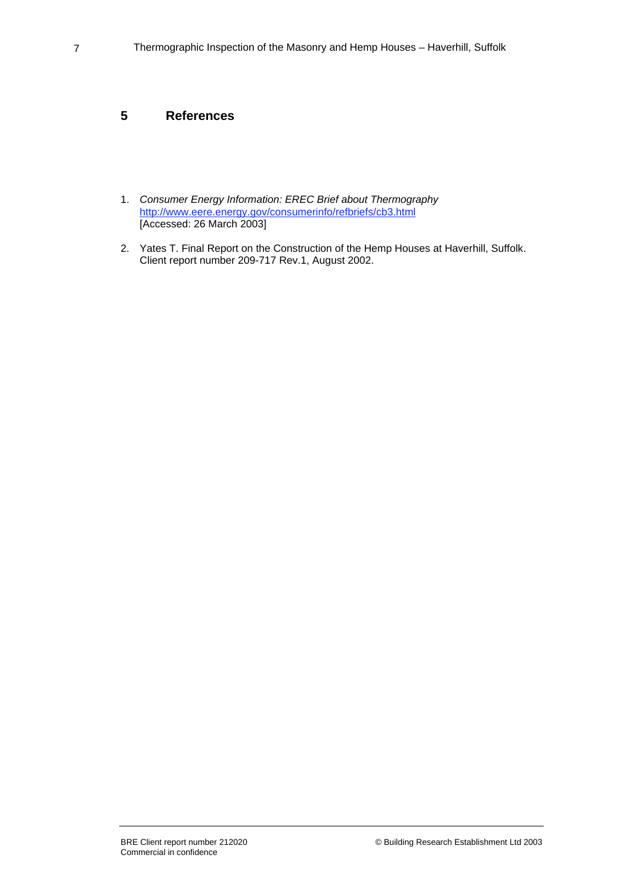## 5 References

1. *Consumer Energy Information: EREC Brief about Thermography*
   http://www.eere.energy.gov/consumerinfo/refbriefs/cb3.html
   [Accessed: 26 March 2003]

2. Yates T. Final Report on the Construction of the Hemp Houses at Haverhill, Suffolk. Client report number 209-717 Rev.1, August 2002.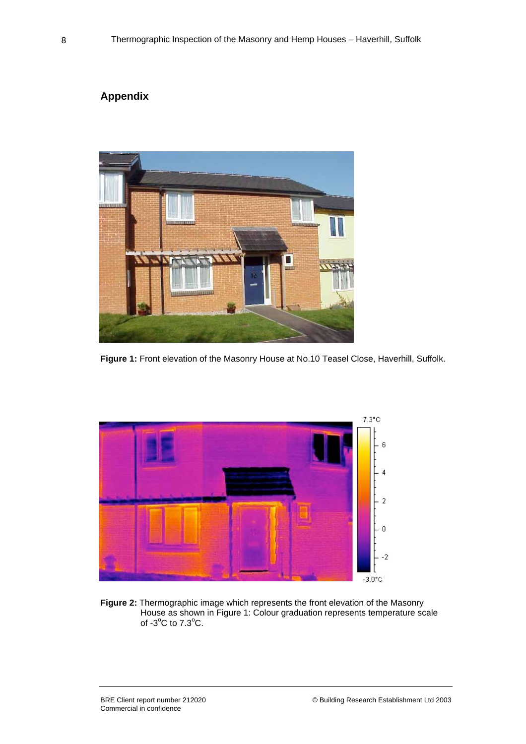## Appendix

**Figure 1:** Front elevation of the Masonry House at No.10 Teasel Close, Haverhill, Suffolk.

**Figure 2:** Thermographic image which represents the front elevation of the Masonry House as shown in Figure 1: Colour graduation represents temperature scale of -3°C to 7.3°C.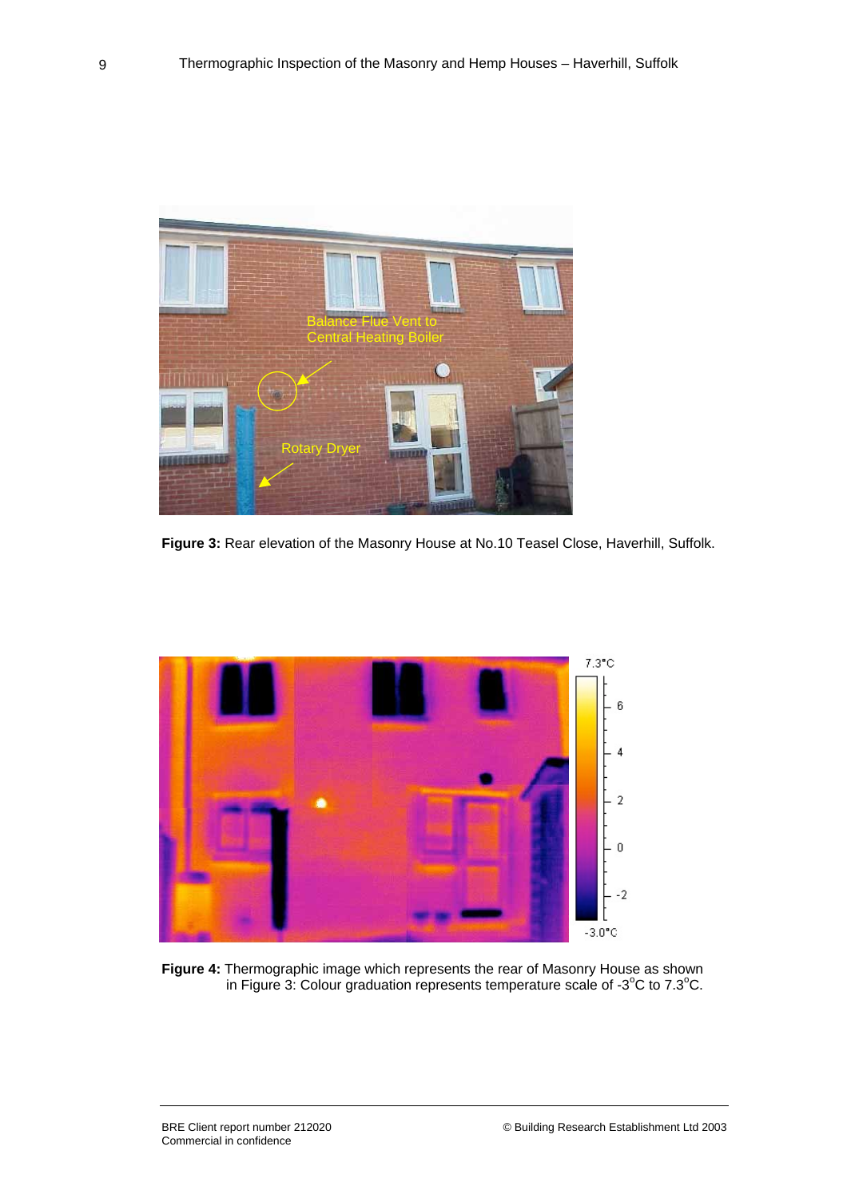**Figure 3:** Rear elevation of the Masonry House at No.10 Teasel Close, Haverhill, Suffolk.

**Figure 4:** Thermographic image which represents the rear of Masonry House as shown in Figure 3: Colour graduation represents temperature scale of -3$^{o}$C to 7.3$^{o}$C.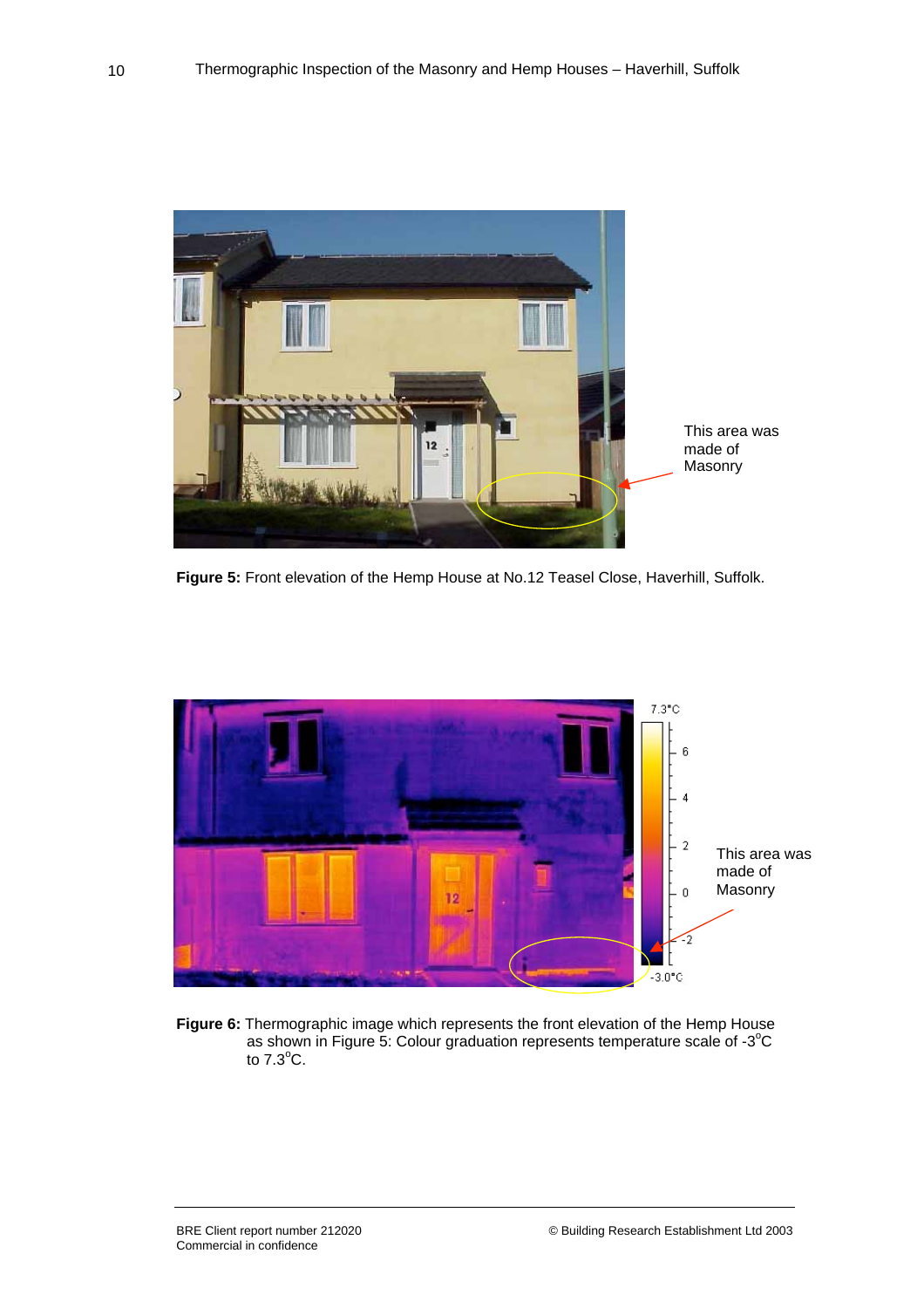This area was made of Masonry

**Figure 5:** Front elevation of the Hemp House at No.12 Teasel Close, Haverhill, Suffolk.

This area was made of Masonry

**Figure 6:** Thermographic image which represents the front elevation of the Hemp House as shown in Figure 5: Colour graduation represents temperature scale of -3$^{o}$C to 7.3$^{o}$C.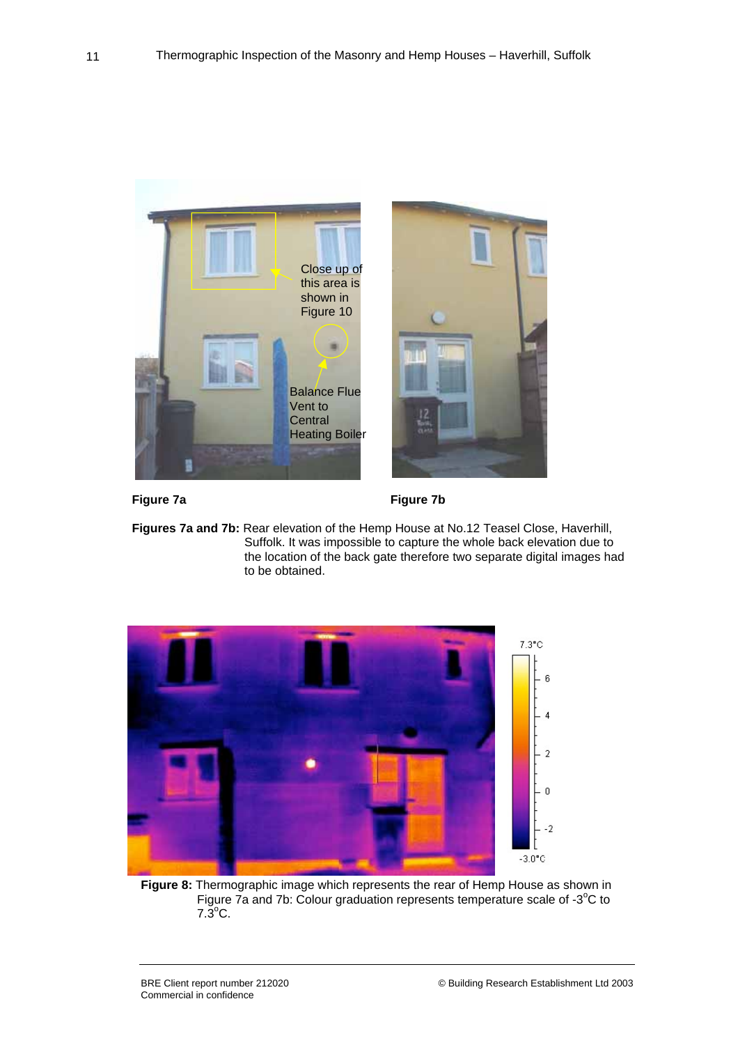**Figure 7a**

**Figure 7b**

**Figures 7a and 7b:** Rear elevation of the Hemp House at No.12 Teasel Close, Haverhill, Suffolk. It was impossible to capture the whole back elevation due to the location of the back gate therefore two separate digital images had to be obtained.

**Figure 8:** Thermographic image which represents the rear of Hemp House as shown in Figure 7a and 7b: Colour graduation represents temperature scale of -3°C to 7.3°C.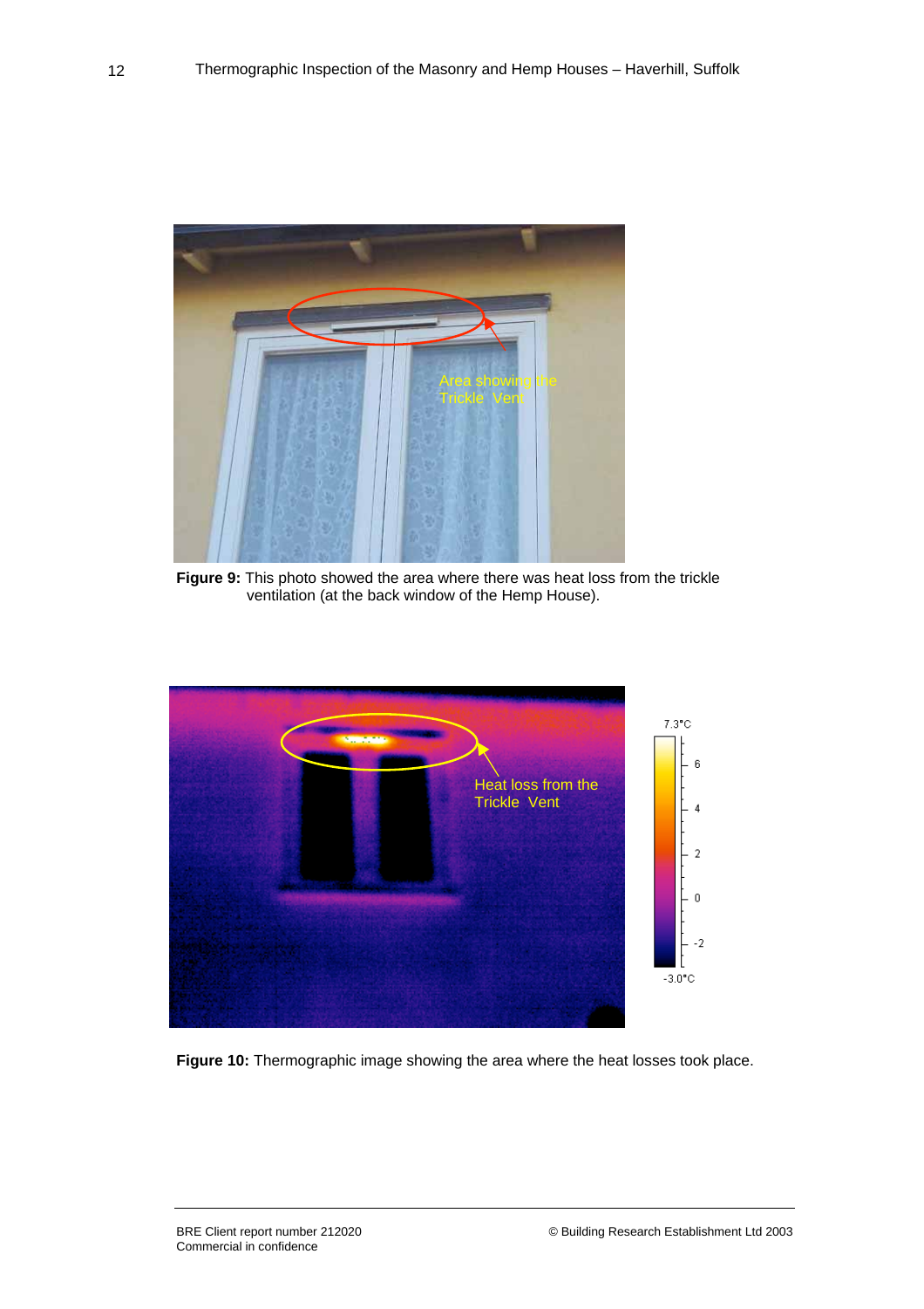**Figure 9:** This photo showed the area where there was heat loss from the trickle ventilation (at the back window of the Hemp House).

**Figure 10:** Thermographic image showing the area where the heat losses took place.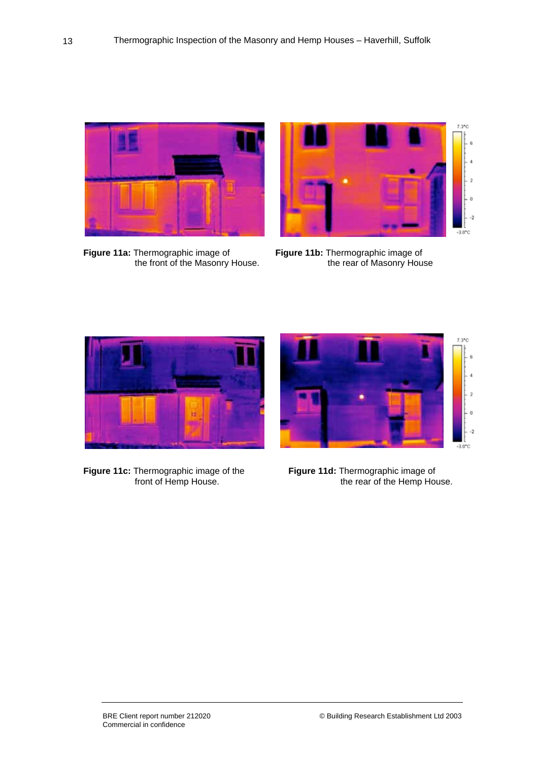**Figure 11a:** Thermographic image of the front of the Masonry House.

**Figure 11b:** Thermographic image of the rear of Masonry House

**Figure 11c:** Thermographic image of the front of Hemp House.

**Figure 11d:** Thermographic image of the rear of the Hemp House.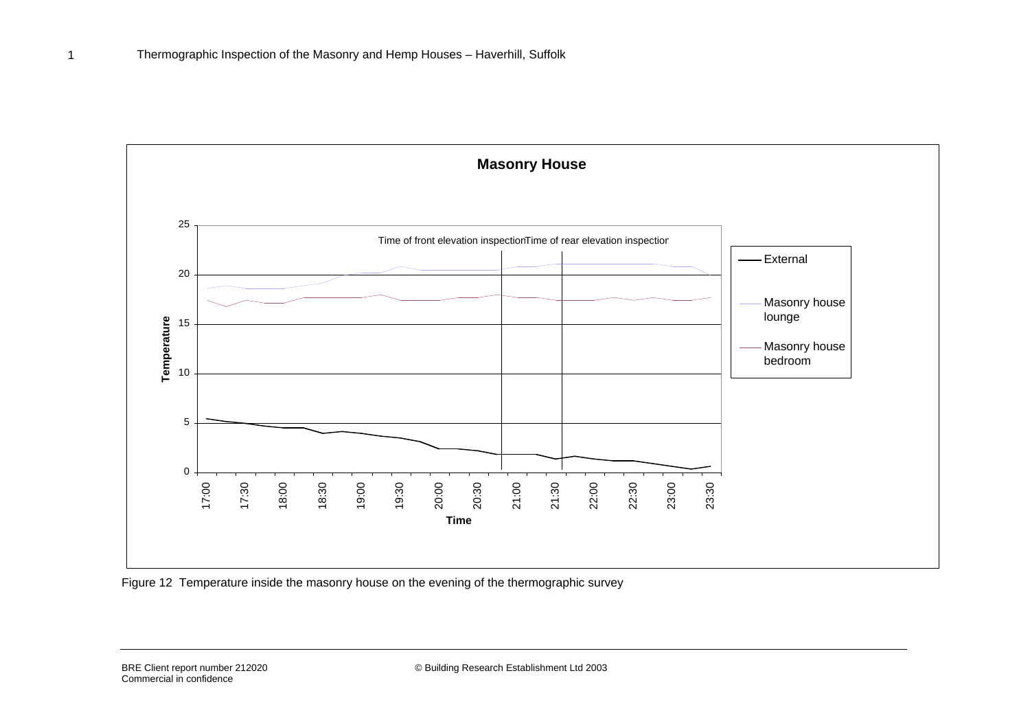**Masonry House**

Time of front elevation inspection | Time of rear elevation inspection

Temperature

25

20

15

10

5

0

17:00 17:30 18:00 18:30 19:00 19:30 20:00 20:30 21:00 21:30 22:00 22:30 23:00 23:30

Time

External

Masonry house lounge

Masonry house bedroom

Figure 12 Temperature inside the masonry house on the evening of the thermographic survey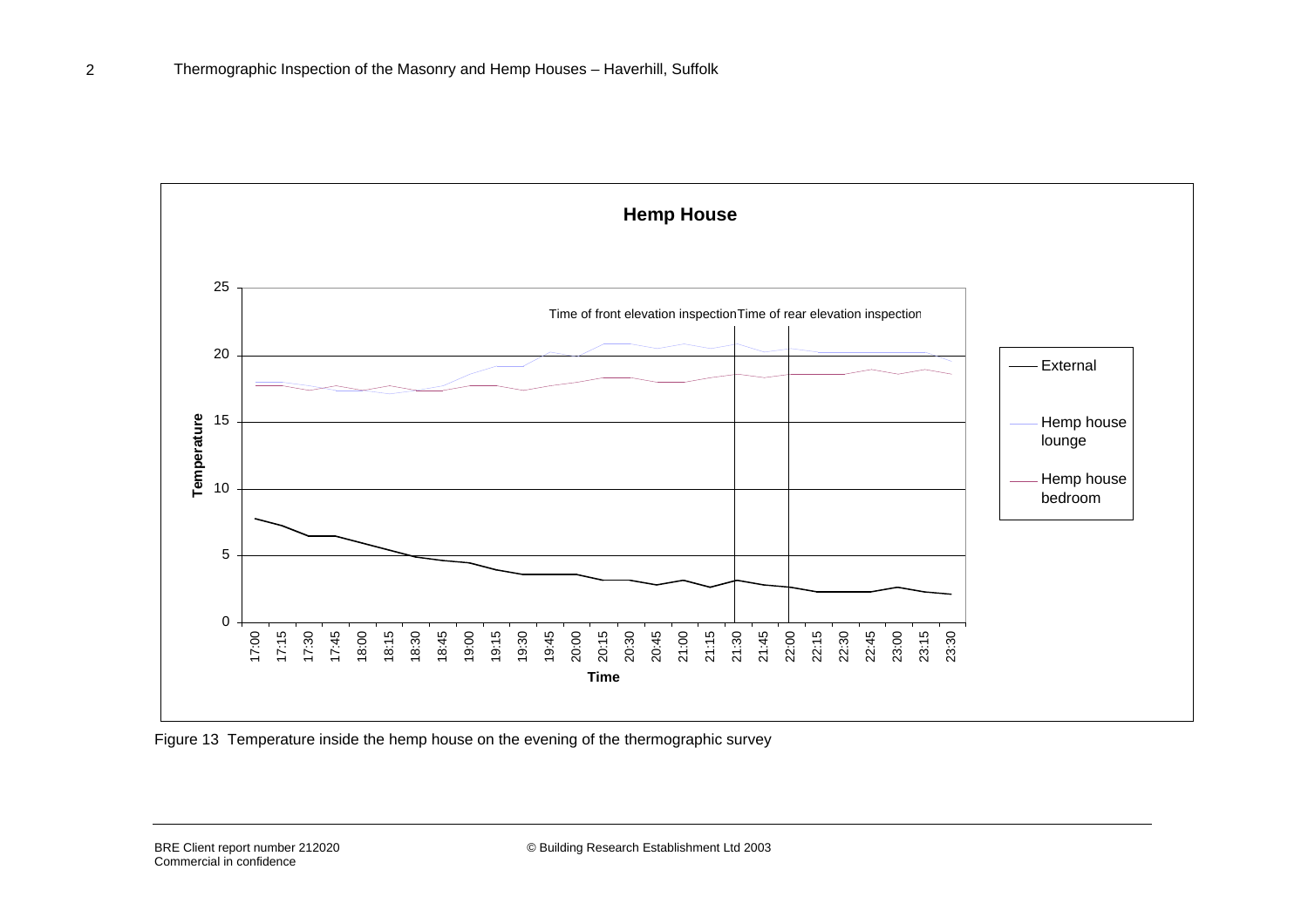**Hemp House**

Time of front elevation inspection | Time of rear elevation inspection

Legend: External; Hemp house lounge; Hemp house bedroom

Temperature (y-axis: 0–25); Time (x-axis: 17:00–23:30)

Figure 13 Temperature inside the hemp house on the evening of the thermographic survey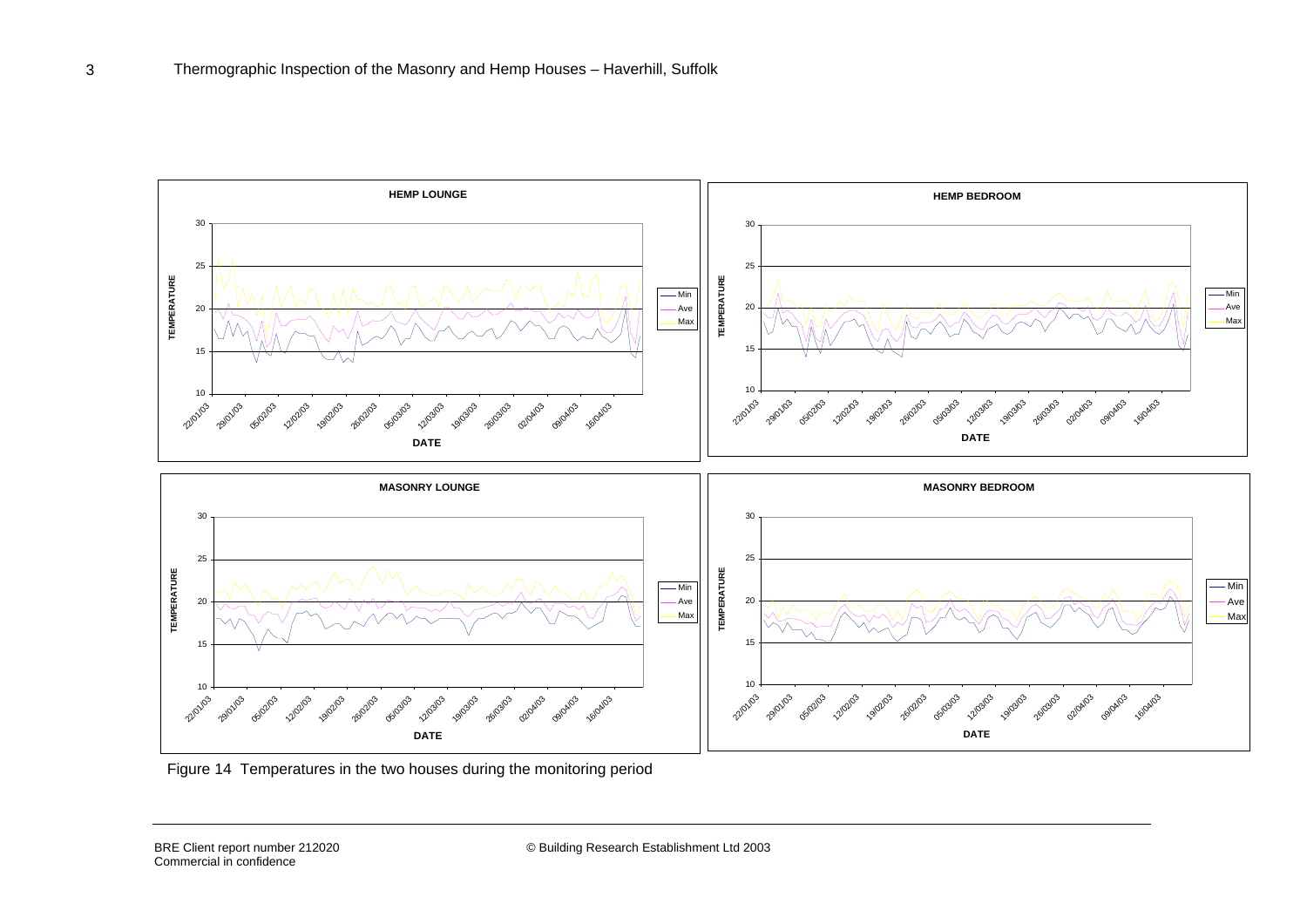HEMP LOUNGE

30
25
20
15
10

TEMPERATURE

22/01/03 29/01/03 05/02/03 12/02/03 19/02/03 26/02/03 05/03/03 12/03/03 19/03/03 26/03/03 02/04/03 09/04/03 16/04/03

DATE

Min
Ave
Max

HEMP BEDROOM

30
25
20
15
10

TEMPERATURE

22/01/03 29/01/03 05/02/03 12/02/03 19/02/03 26/02/03 05/03/03 12/03/03 19/03/03 26/03/03 02/04/03 09/04/03 16/04/03

DATE

Min
Ave
Max

MASONRY LOUNGE

30
25
20
15
10

TEMPERATURE

22/01/03 29/01/03 05/02/03 12/02/03 19/02/03 26/02/03 05/03/03 12/03/03 19/03/03 26/03/03 02/04/03 09/04/03 16/04/03

DATE

Min
Ave
Max

MASONRY BEDROOM

30
25
20
15
10

TEMPERATURE

22/01/03 29/01/03 05/02/03 12/02/03 19/02/03 26/02/03 05/03/03 12/03/03 19/03/03 26/03/03 02/04/03 09/04/03 16/04/03

DATE

Min
Ave
Max

Figure 14 Temperatures in the two houses during the monitoring period